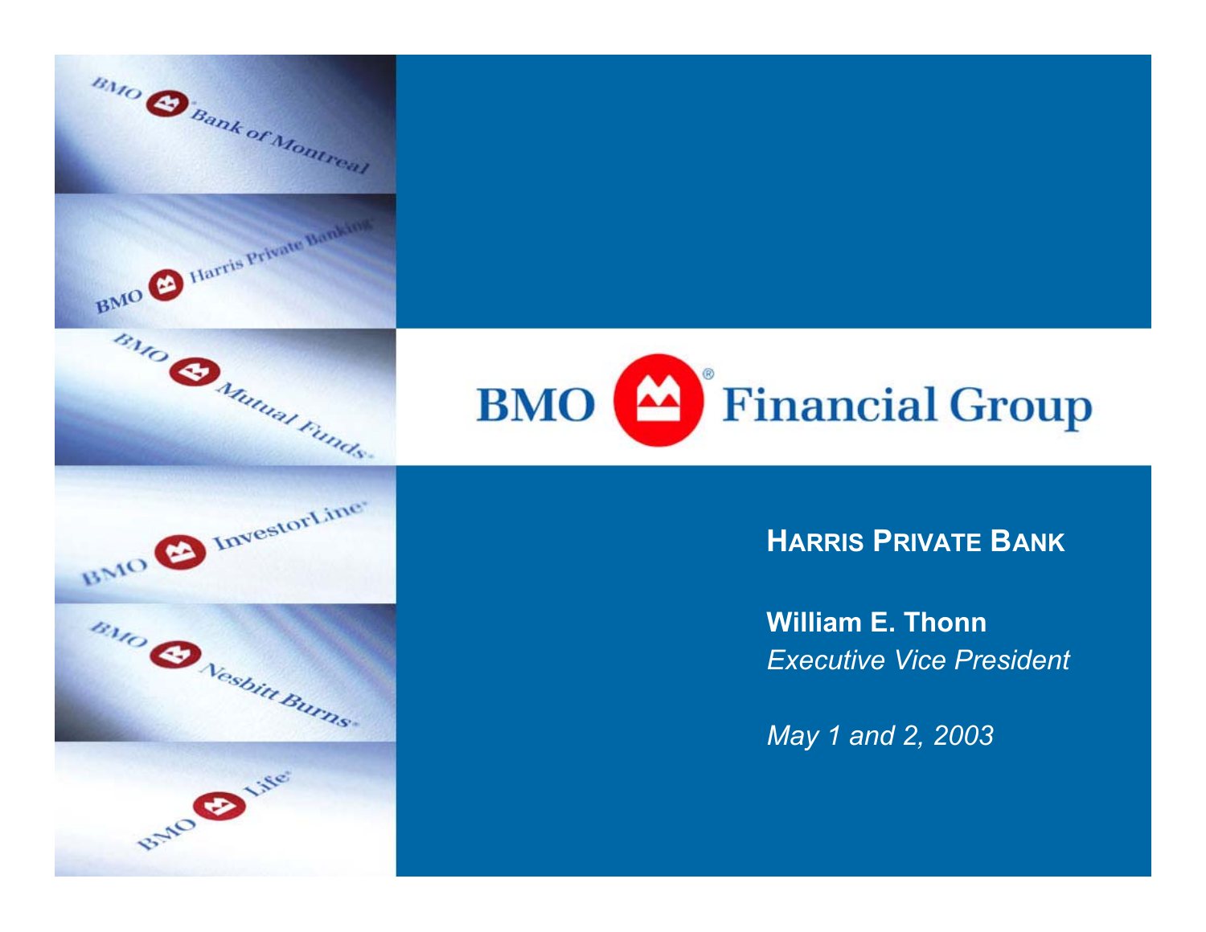# BMO Financial Group

## HARRIS PRIVATE BANK

**William E. Thonn**
*Executive Vice President*

*May 1 and 2, 2003*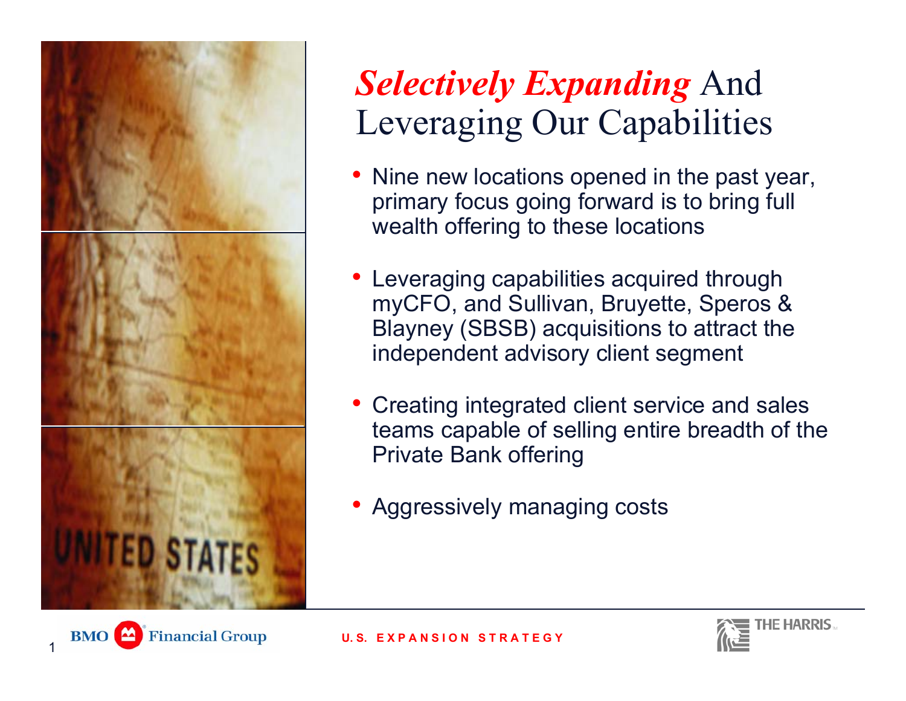# *Selectively Expanding* And Leveraging Our Capabilities

- Nine new locations opened in the past year, primary focus going forward is to bring full wealth offering to these locations
- Leveraging capabilities acquired through myCFO, and Sullivan, Bruyette, Speros & Blayney (SBSB) acquisitions to attract the independent advisory client segment
- Creating integrated client service and sales teams capable of selling entire breadth of the Private Bank offering
- Aggressively managing costs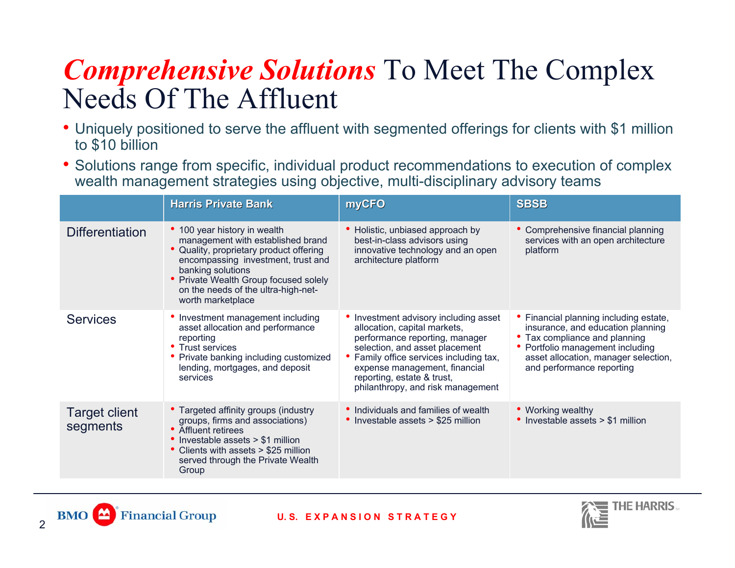# *Comprehensive Solutions* To Meet The Complex Needs Of The Affluent

- Uniquely positioned to serve the affluent with segmented offerings for clients with $1 million to $10 billion
- Solutions range from specific, individual product recommendations to execution of complex wealth management strategies using objective, multi-disciplinary advisory teams

| | Harris Private Bank | myCFO | SBSB |
|---|---|---|---|
| Differentiation | • 100 year history in wealth management with established brand<br>• Quality, proprietary product offering encompassing investment, trust and banking solutions<br>• Private Wealth Group focused solely on the needs of the ultra-high-net-worth marketplace | • Holistic, unbiased approach by best-in-class advisors using innovative technology and an open architecture platform | • Comprehensive financial planning services with an open architecture platform |
| Services | • Investment management including asset allocation and performance reporting<br>• Trust services<br>• Private banking including customized lending, mortgages, and deposit services | • Investment advisory including asset allocation, capital markets, performance reporting, manager selection, and asset placement<br>• Family office services including tax, expense management, financial reporting, estate & trust, philanthropy, and risk management | • Financial planning including estate, insurance, and education planning<br>• Tax compliance and planning<br>• Portfolio management including asset allocation, manager selection, and performance reporting |
| Target client segments | • Targeted affinity groups (industry groups, firms and associations)<br>• Affluent retirees<br>• Investable assets > $1 million<br>• Clients with assets > $25 million served through the Private Wealth Group | • Individuals and families of wealth<br>• Investable assets > $25 million | • Working wealthy<br>• Investable assets > $1 million |

BMO Financial Group

U.S. EXPANSION STRATEGY

THE HARRIS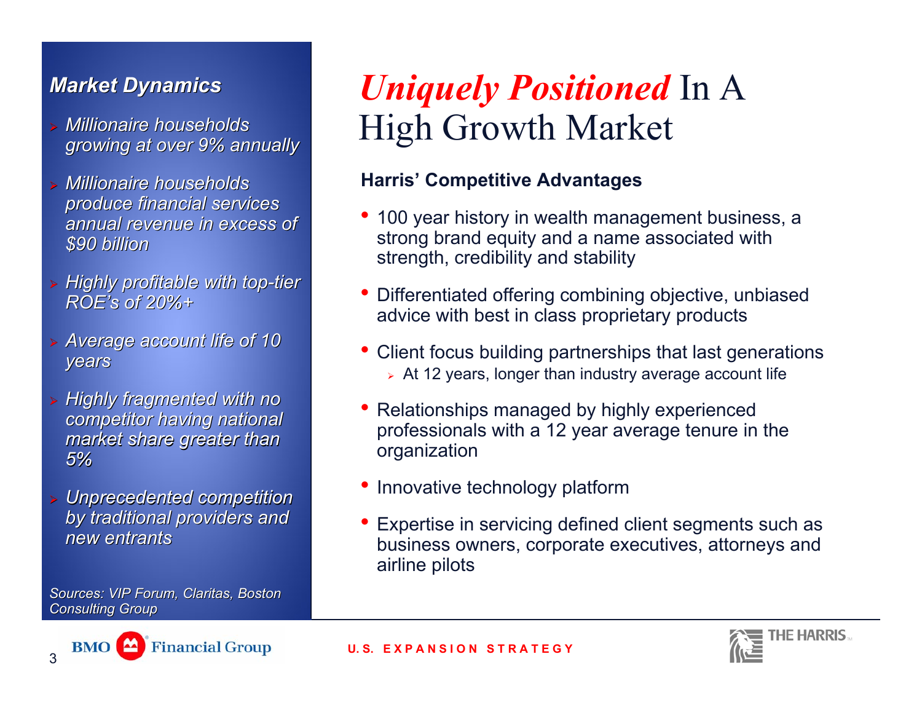### *Market Dynamics*

- *Millionaire households growing at over 9% annually*
- *Millionaire households produce financial services annual revenue in excess of $90 billion*
- *Highly profitable with top-tier ROE's of 20%+*
- *Average account life of 10 years*
- *Highly fragmented with no competitor having national market share greater than 5%*
- *Unprecedented competition by traditional providers and new entrants*

*Sources: VIP Forum, Claritas, Boston Consulting Group*

# *Uniquely Positioned* In A High Growth Market

**Harris' Competitive Advantages**

- 100 year history in wealth management business, a strong brand equity and a name associated with strength, credibility and stability
- Differentiated offering combining objective, unbiased advice with best in class proprietary products
- Client focus building partnerships that last generations
  - At 12 years, longer than industry average account life
- Relationships managed by highly experienced professionals with a 12 year average tenure in the organization
- Innovative technology platform
- Expertise in servicing defined client segments such as business owners, corporate executives, attorneys and airline pilots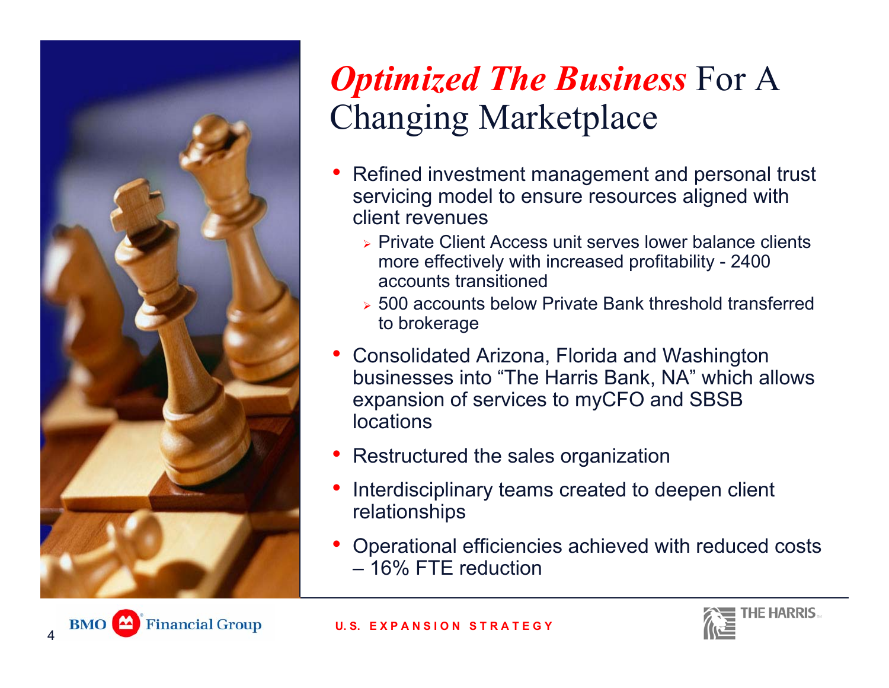# *Optimized The Business* For A Changing Marketplace

- Refined investment management and personal trust servicing model to ensure resources aligned with client revenues
  - Private Client Access unit serves lower balance clients more effectively with increased profitability - 2400 accounts transitioned
  - 500 accounts below Private Bank threshold transferred to brokerage
- Consolidated Arizona, Florida and Washington businesses into "The Harris Bank, NA" which allows expansion of services to myCFO and SBSB locations
- Restructured the sales organization
- Interdisciplinary teams created to deepen client relationships
- Operational efficiencies achieved with reduced costs – 16% FTE reduction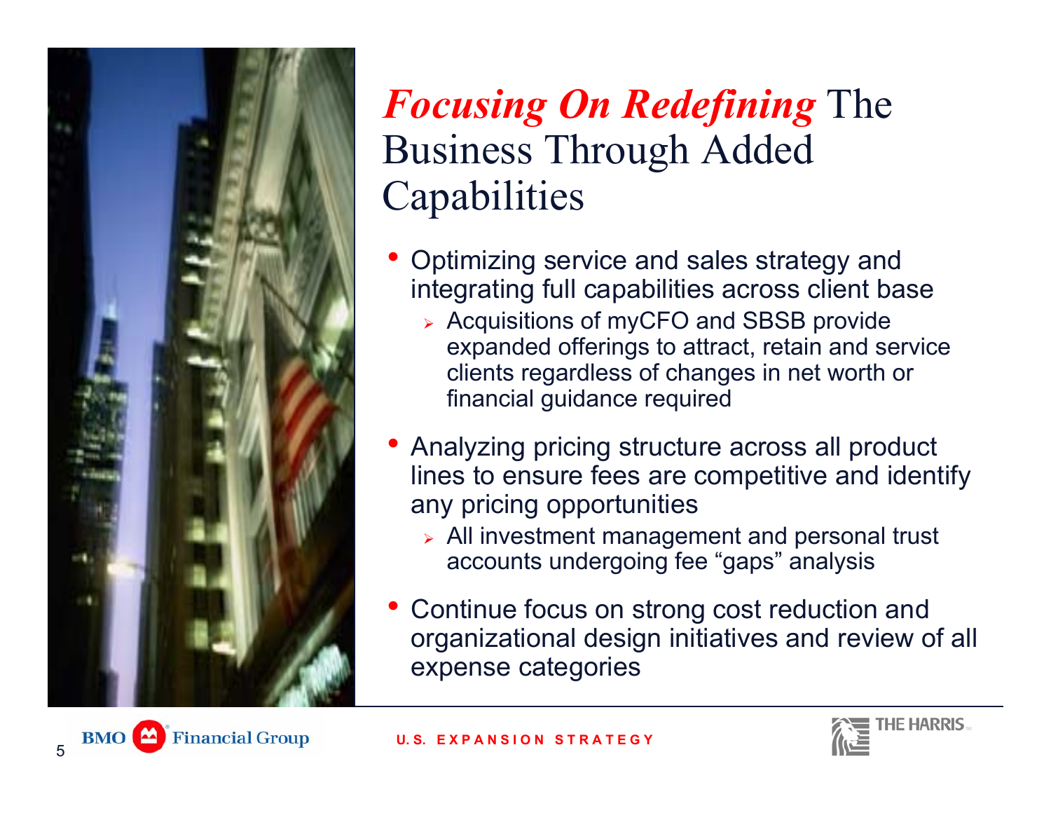# *Focusing On Redefining* The Business Through Added Capabilities

- Optimizing service and sales strategy and integrating full capabilities across client base
  - Acquisitions of myCFO and SBSB provide expanded offerings to attract, retain and service clients regardless of changes in net worth or financial guidance required
- Analyzing pricing structure across all product lines to ensure fees are competitive and identify any pricing opportunities
  - All investment management and personal trust accounts undergoing fee “gaps” analysis
- Continue focus on strong cost reduction and organizational design initiatives and review of all expense categories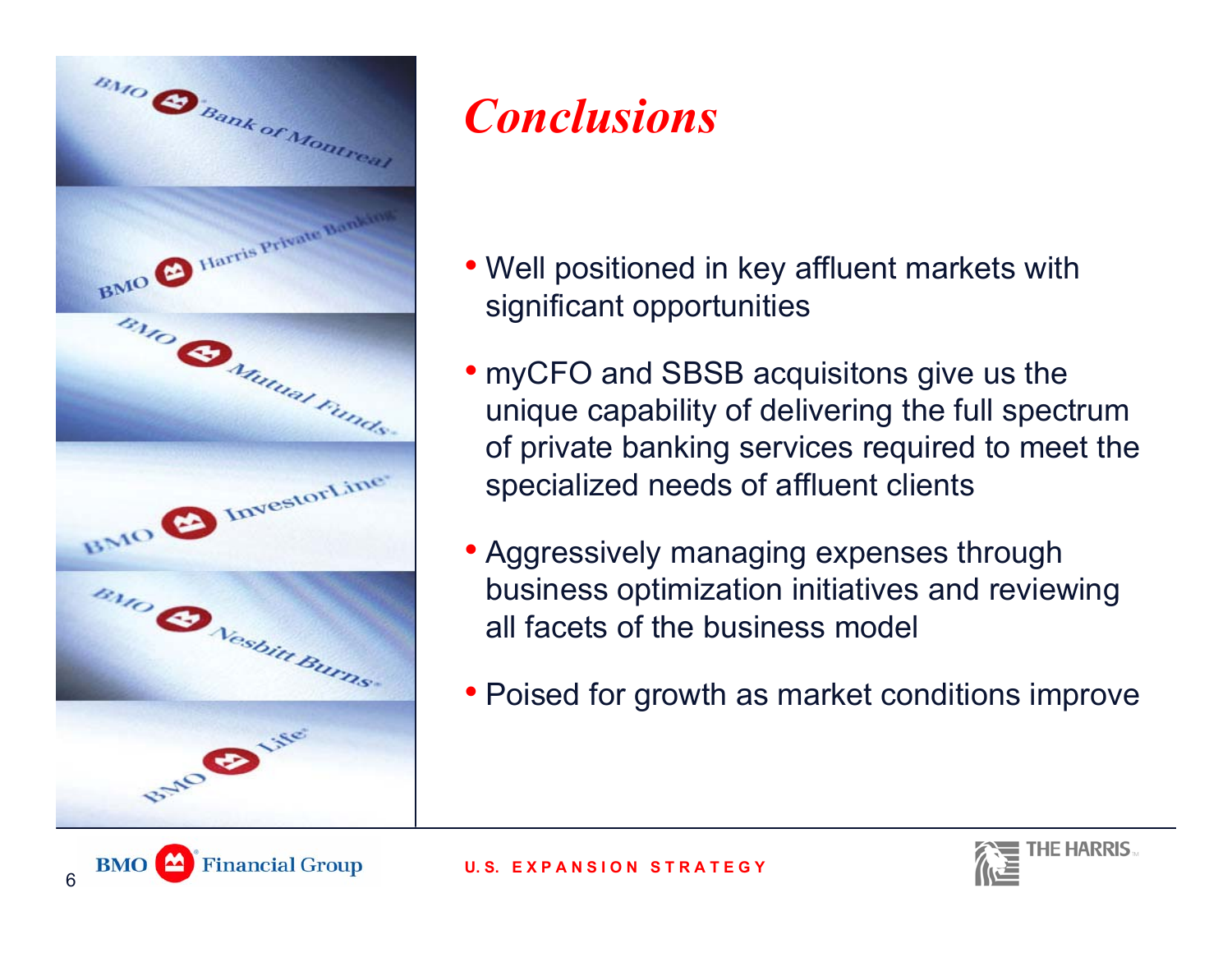# *Conclusions*

- Well positioned in key affluent markets with significant opportunities
- myCFO and SBSB acquisitons give us the unique capability of delivering the full spectrum of private banking services required to meet the specialized needs of affluent clients
- Aggressively managing expenses through business optimization initiatives and reviewing all facets of the business model
- Poised for growth as market conditions improve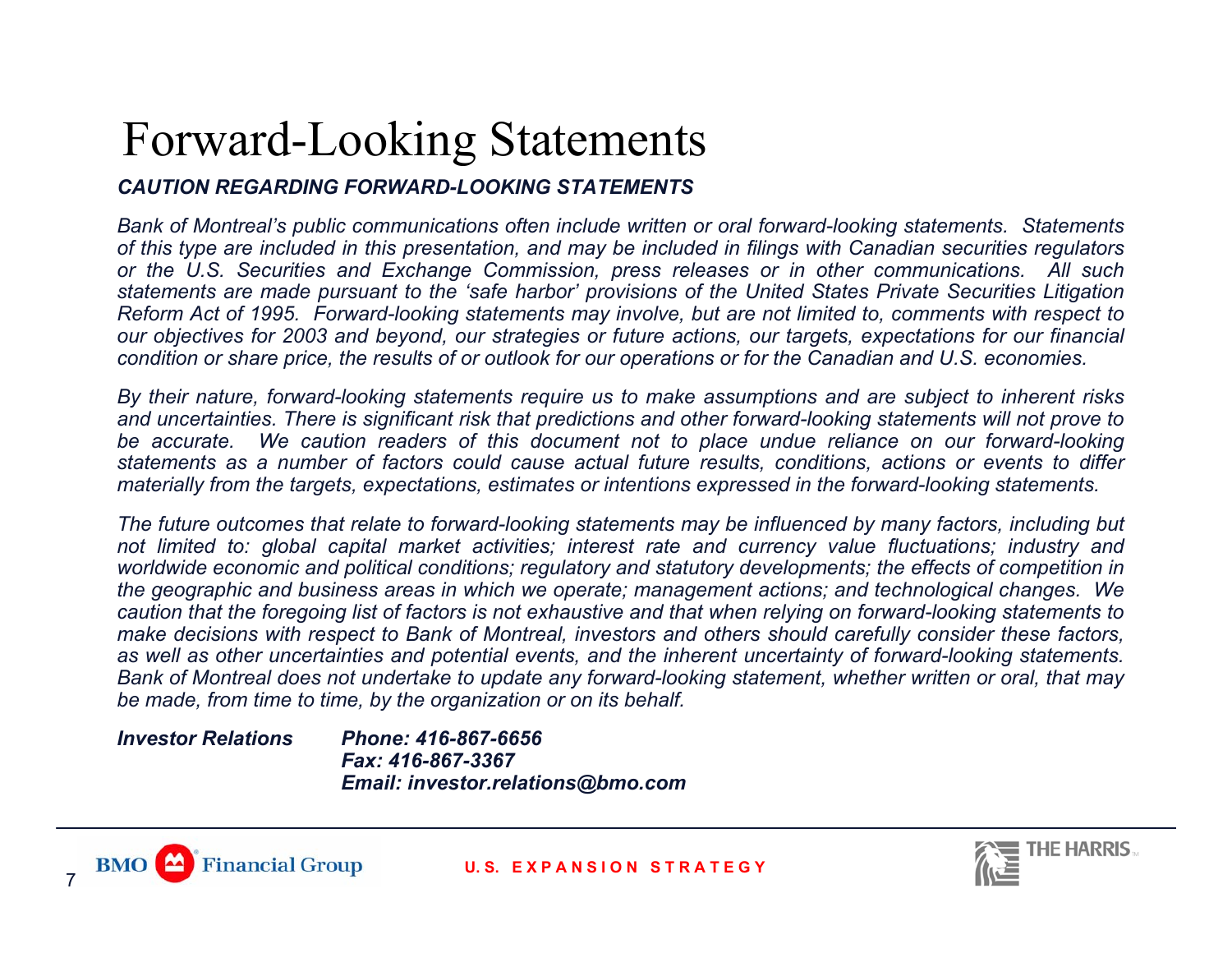# Forward-Looking Statements

***CAUTION REGARDING FORWARD-LOOKING STATEMENTS***

*Bank of Montreal's public communications often include written or oral forward-looking statements. Statements of this type are included in this presentation, and may be included in filings with Canadian securities regulators or the U.S. Securities and Exchange Commission, press releases or in other communications. All such statements are made pursuant to the 'safe harbor' provisions of the United States Private Securities Litigation Reform Act of 1995. Forward-looking statements may involve, but are not limited to, comments with respect to our objectives for 2003 and beyond, our strategies or future actions, our targets, expectations for our financial condition or share price, the results of or outlook for our operations or for the Canadian and U.S. economies.*

*By their nature, forward-looking statements require us to make assumptions and are subject to inherent risks and uncertainties. There is significant risk that predictions and other forward-looking statements will not prove to be accurate. We caution readers of this document not to place undue reliance on our forward-looking statements as a number of factors could cause actual future results, conditions, actions or events to differ materially from the targets, expectations, estimates or intentions expressed in the forward-looking statements.*

*The future outcomes that relate to forward-looking statements may be influenced by many factors, including but not limited to: global capital market activities; interest rate and currency value fluctuations; industry and worldwide economic and political conditions; regulatory and statutory developments; the effects of competition in the geographic and business areas in which we operate; management actions; and technological changes. We caution that the foregoing list of factors is not exhaustive and that when relying on forward-looking statements to make decisions with respect to Bank of Montreal, investors and others should carefully consider these factors, as well as other uncertainties and potential events, and the inherent uncertainty of forward-looking statements. Bank of Montreal does not undertake to update any forward-looking statement, whether written or oral, that may be made, from time to time, by the organization or on its behalf.*

***Investor Relations***
***Phone: 416-867-6656***
***Fax: 416-867-3367***
***Email: investor.relations@bmo.com***